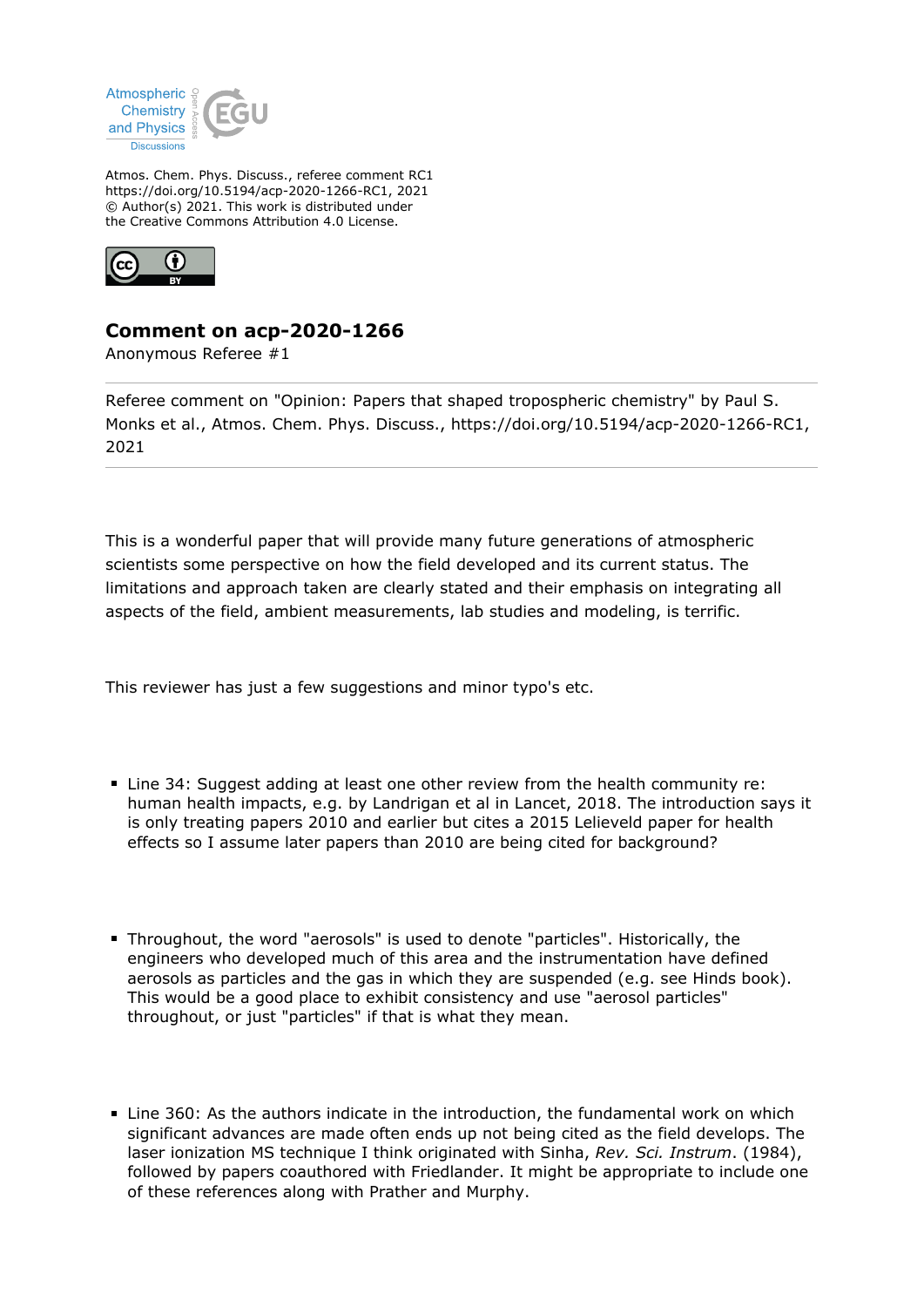Atmos. Chem. Phys. Discuss., referee comment RC1
https://doi.org/10.5194/acp-2020-1266-RC1, 2021
© Author(s) 2021. This work is distributed under
the Creative Commons Attribution 4.0 License.

# Comment on acp-2020-1266

Anonymous Referee #1

---

Referee comment on "Opinion: Papers that shaped tropospheric chemistry" by Paul S. Monks et al., Atmos. Chem. Phys. Discuss., https://doi.org/10.5194/acp-2020-1266-RC1, 2021

---

This is a wonderful paper that will provide many future generations of atmospheric scientists some perspective on how the field developed and its current status. The limitations and approach taken are clearly stated and their emphasis on integrating all aspects of the field, ambient measurements, lab studies and modeling, is terrific.

This reviewer has just a few suggestions and minor typo's etc.

- Line 34: Suggest adding at least one other review from the health community re: human health impacts, e.g. by Landrigan et al in Lancet, 2018. The introduction says it is only treating papers 2010 and earlier but cites a 2015 Lelieveld paper for health effects so I assume later papers than 2010 are being cited for background?

- Throughout, the word "aerosols" is used to denote "particles". Historically, the engineers who developed much of this area and the instrumentation have defined aerosols as particles and the gas in which they are suspended (e.g. see Hinds book). This would be a good place to exhibit consistency and use "aerosol particles" throughout, or just "particles" if that is what they mean.

- Line 360: As the authors indicate in the introduction, the fundamental work on which significant advances are made often ends up not being cited as the field develops. The laser ionization MS technique I think originated with Sinha, *Rev. Sci. Instrum*. (1984), followed by papers coauthored with Friedlander. It might be appropriate to include one of these references along with Prather and Murphy.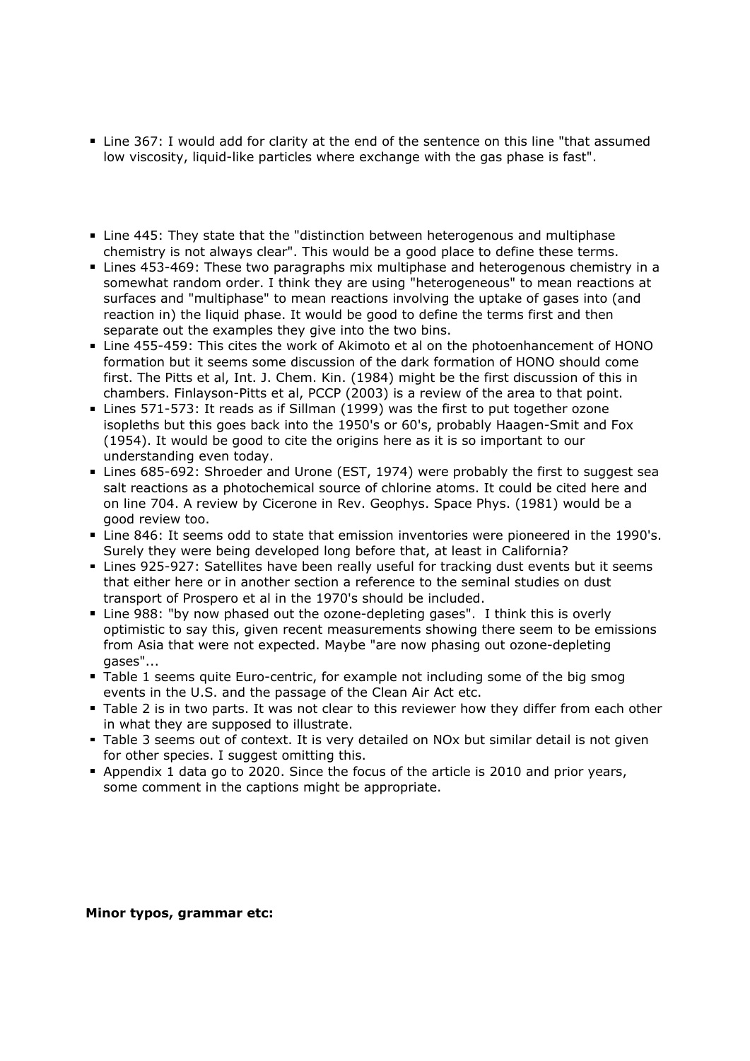- Line 367: I would add for clarity at the end of the sentence on this line "that assumed low viscosity, liquid-like particles where exchange with the gas phase is fast".

- Line 445: They state that the "distinction between heterogenous and multiphase chemistry is not always clear". This would be a good place to define these terms.
- Lines 453-469: These two paragraphs mix multiphase and heterogenous chemistry in a somewhat random order. I think they are using "heterogeneous" to mean reactions at surfaces and "multiphase" to mean reactions involving the uptake of gases into (and reaction in) the liquid phase. It would be good to define the terms first and then separate out the examples they give into the two bins.
- Line 455-459: This cites the work of Akimoto et al on the photoenhancement of HONO formation but it seems some discussion of the dark formation of HONO should come first. The Pitts et al, Int. J. Chem. Kin. (1984) might be the first discussion of this in chambers. Finlayson-Pitts et al, PCCP (2003) is a review of the area to that point.
- Lines 571-573: It reads as if Sillman (1999) was the first to put together ozone isopleths but this goes back into the 1950's or 60's, probably Haagen-Smit and Fox (1954). It would be good to cite the origins here as it is so important to our understanding even today.
- Lines 685-692: Shroeder and Urone (EST, 1974) were probably the first to suggest sea salt reactions as a photochemical source of chlorine atoms. It could be cited here and on line 704. A review by Cicerone in Rev. Geophys. Space Phys. (1981) would be a good review too.
- Line 846: It seems odd to state that emission inventories were pioneered in the 1990's. Surely they were being developed long before that, at least in California?
- Lines 925-927: Satellites have been really useful for tracking dust events but it seems that either here or in another section a reference to the seminal studies on dust transport of Prospero et al in the 1970's should be included.
- Line 988: "by now phased out the ozone-depleting gases". I think this is overly optimistic to say this, given recent measurements showing there seem to be emissions from Asia that were not expected. Maybe "are now phasing out ozone-depleting gases"...
- Table 1 seems quite Euro-centric, for example not including some of the big smog events in the U.S. and the passage of the Clean Air Act etc.
- Table 2 is in two parts. It was not clear to this reviewer how they differ from each other in what they are supposed to illustrate.
- Table 3 seems out of context. It is very detailed on NOx but similar detail is not given for other species. I suggest omitting this.
- Appendix 1 data go to 2020. Since the focus of the article is 2010 and prior years, some comment in the captions might be appropriate.

**Minor typos, grammar etc:**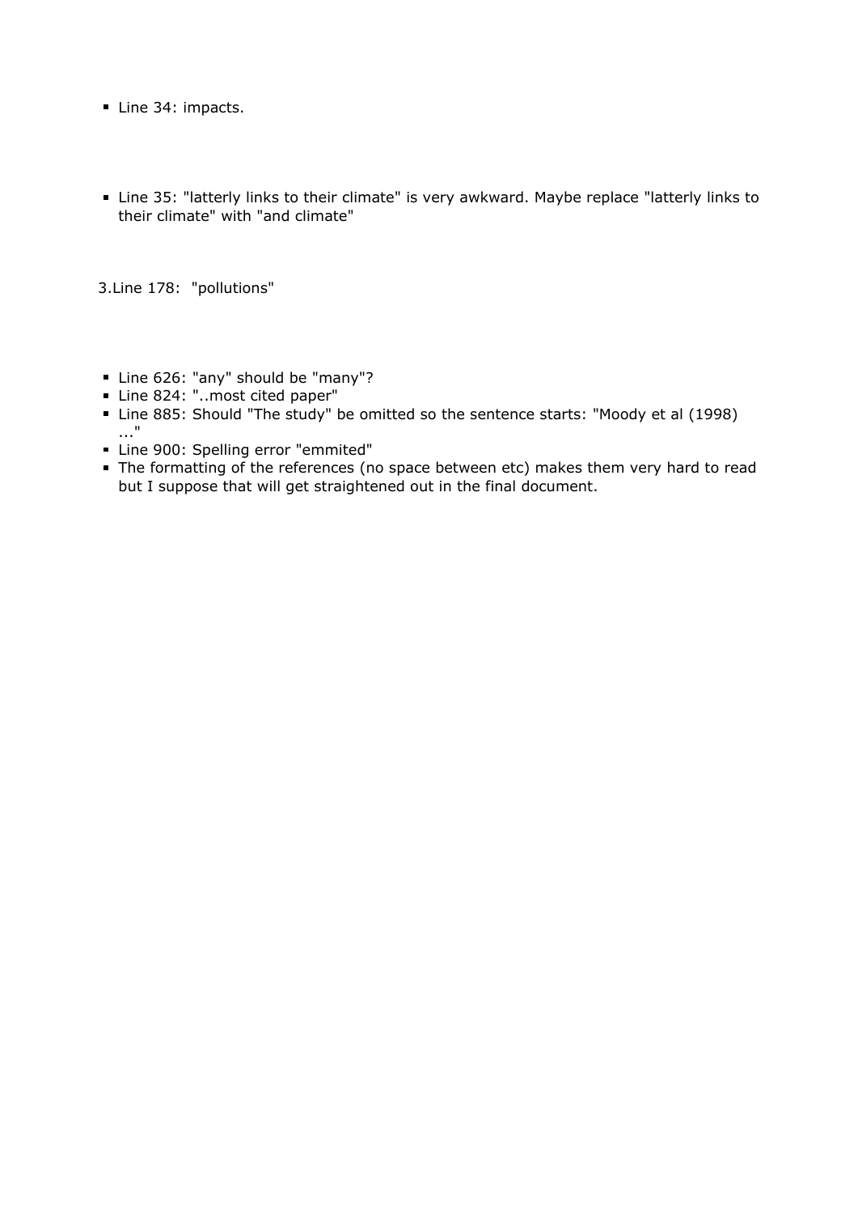- Line 34: impacts.

- Line 35: "latterly links to their climate" is very awkward. Maybe replace "latterly links to their climate" with "and climate"

3.Line 178: "pollutions"

- Line 626: "any" should be "many"?
- Line 824: "..most cited paper"
- Line 885: Should "The study" be omitted so the sentence starts: "Moody et al (1998) ..."
- Line 900: Spelling error "emmited"
- The formatting of the references (no space between etc) makes them very hard to read but I suppose that will get straightened out in the final document.